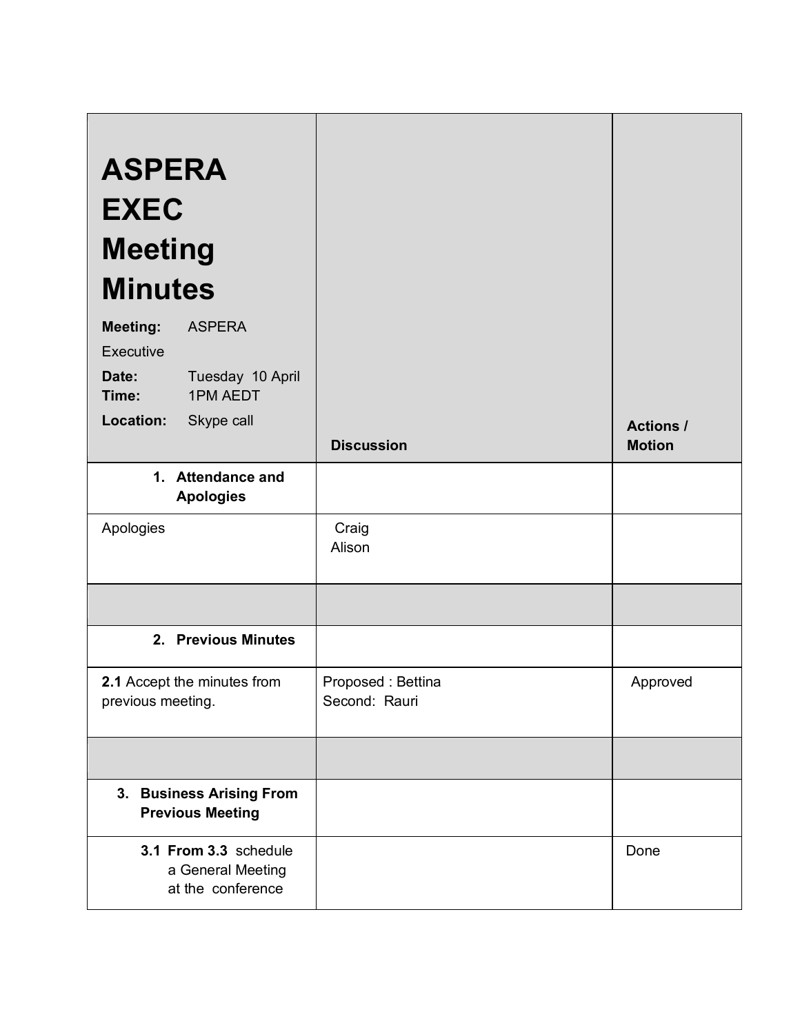| **ASPERA EXEC Meeting Minutes**<br>**Meeting:** ASPERA Executive<br>**Date:** Tuesday 10 April<br>**Time:** 1PM AEDT<br>**Location:** Skype call | **Discussion** | **Actions / Motion** |
|---|---|---|
| **1. Attendance and Apologies** | | |
| Apologies | Craig<br>Alison | |
| | | |
| **2. Previous Minutes** | | |
| **2.1** Accept the minutes from previous meeting. | Proposed : Bettina<br>Second: Rauri | Approved |
| | | |
| **3. Business Arising From Previous Meeting** | | |
| **3.1 From 3.3** schedule a General Meeting at the conference | | Done |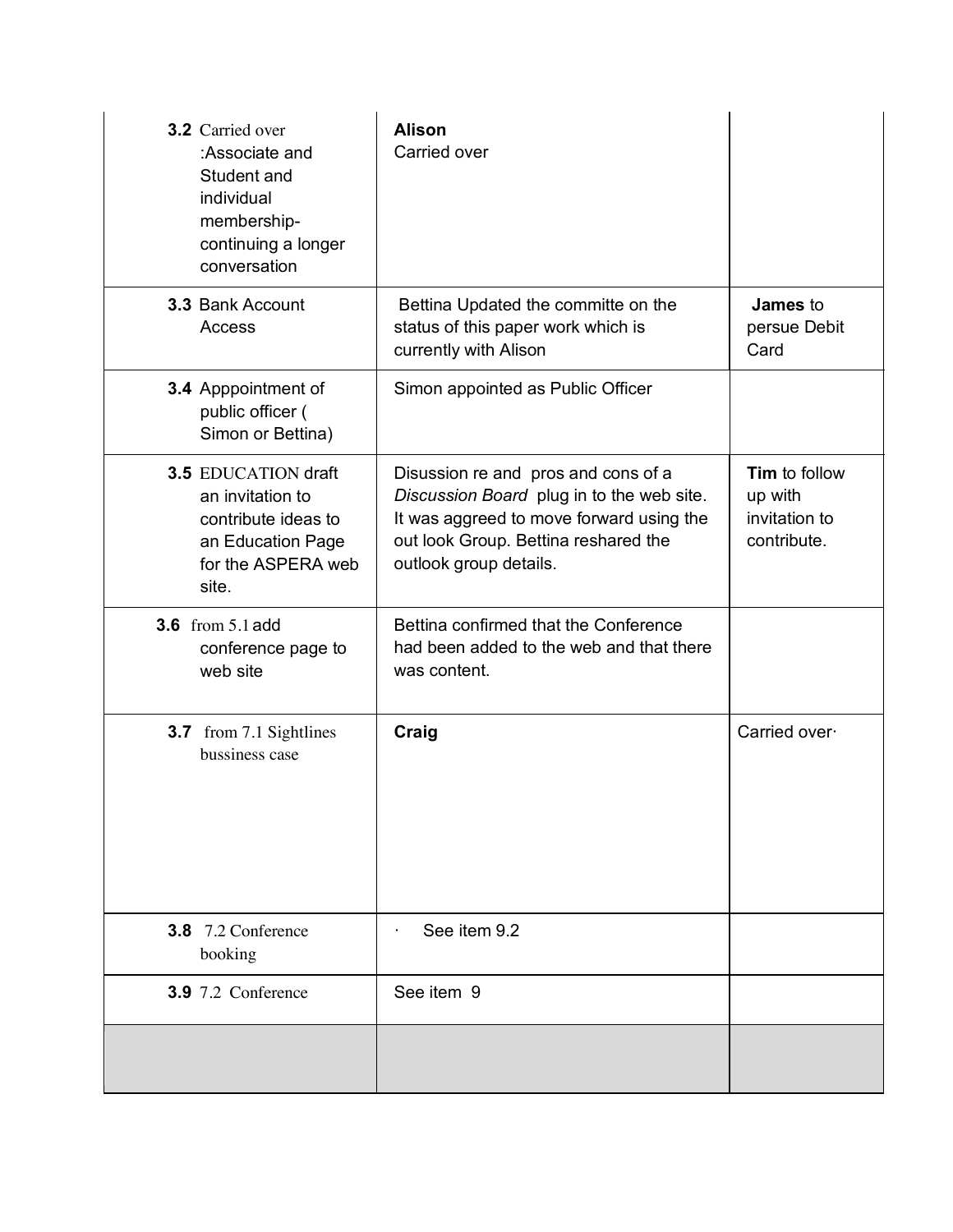| | | |
|---|---|---|
| **3.2** Carried over :Associate and Student and individual membership- continuing a longer conversation | **Alison** Carried over | |
| **3.3** Bank Account Access | Bettina Updated the committe on the status of this paper work which is currently with Alison | **James** to persue Debit Card |
| **3.4** Apppointment of public officer ( Simon or Bettina) | Simon appointed as Public Officer | |
| **3.5** EDUCATION draft an invitation to contribute ideas to an Education Page for the ASPERA web site. | Disussion re and pros and cons of a *Discussion Board* plug in to the web site. It was aggreed to move forward using the out look Group. Bettina reshared the outlook group details. | **Tim** to follow up with invitation to contribute. |
| **3.6** from 5.1 add conference page to web site | Bettina confirmed that the Conference had been added to the web and that there was content. | |
| **3.7** from 7.1 Sightlines bussiness case | **Craig** | Carried over· |
| **3.8** 7.2 Conference booking | · See item 9.2 | |
| **3.9** 7.2 Conference | See item 9 | |
| | | |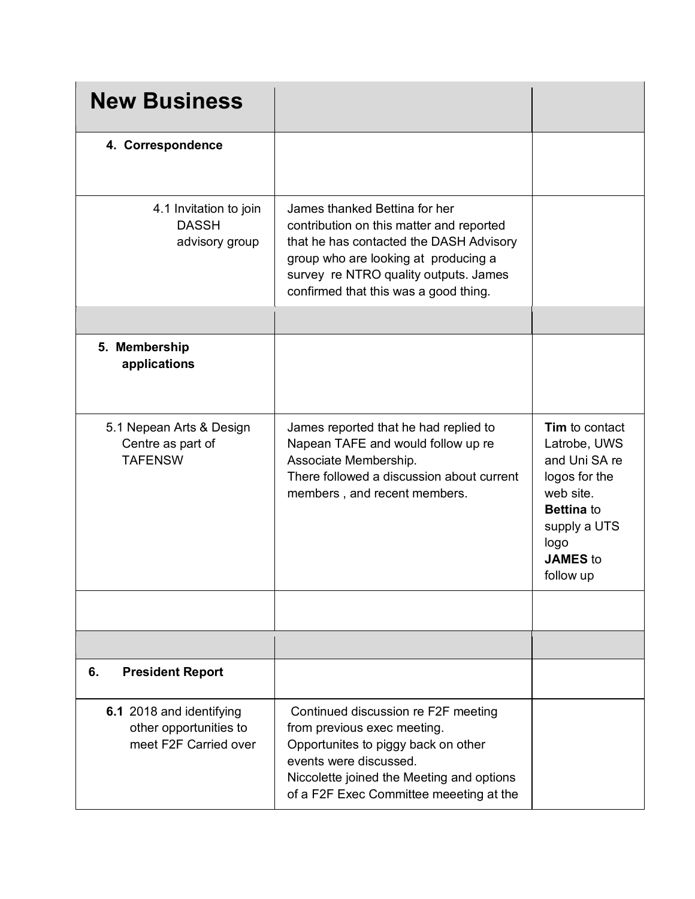| **New Business** | | |
|---|---|---|
| **4. Correspondence** | | |
| 4.1 Invitation to join DASSH advisory group | James thanked Bettina for her contribution on this matter and reported that he has contacted the DASH Advisory group who are looking at producing a survey re NTRO quality outputs. James confirmed that this was a good thing. | |
| | | |
| **5. Membership applications** | | |
| 5.1 Nepean Arts & Design Centre as part of TAFENSW | James reported that he had replied to Napean TAFE and would follow up re Associate Membership.<br>There followed a discussion about current members , and recent members. | **Tim** to contact Latrobe, UWS and Uni SA re logos for the web site.<br>**Bettina** to supply a UTS logo<br>**JAMES** to follow up |
| | | |
| | | |
| **6. President Report** | | |
| **6.1** 2018 and identifying other opportunities to meet F2F Carried over | Continued discussion re F2F meeting from previous exec meeting.<br>Opportunites to piggy back on other events were discussed.<br>Niccolette joined the Meeting and options of a F2F Exec Committee meeeting at the | |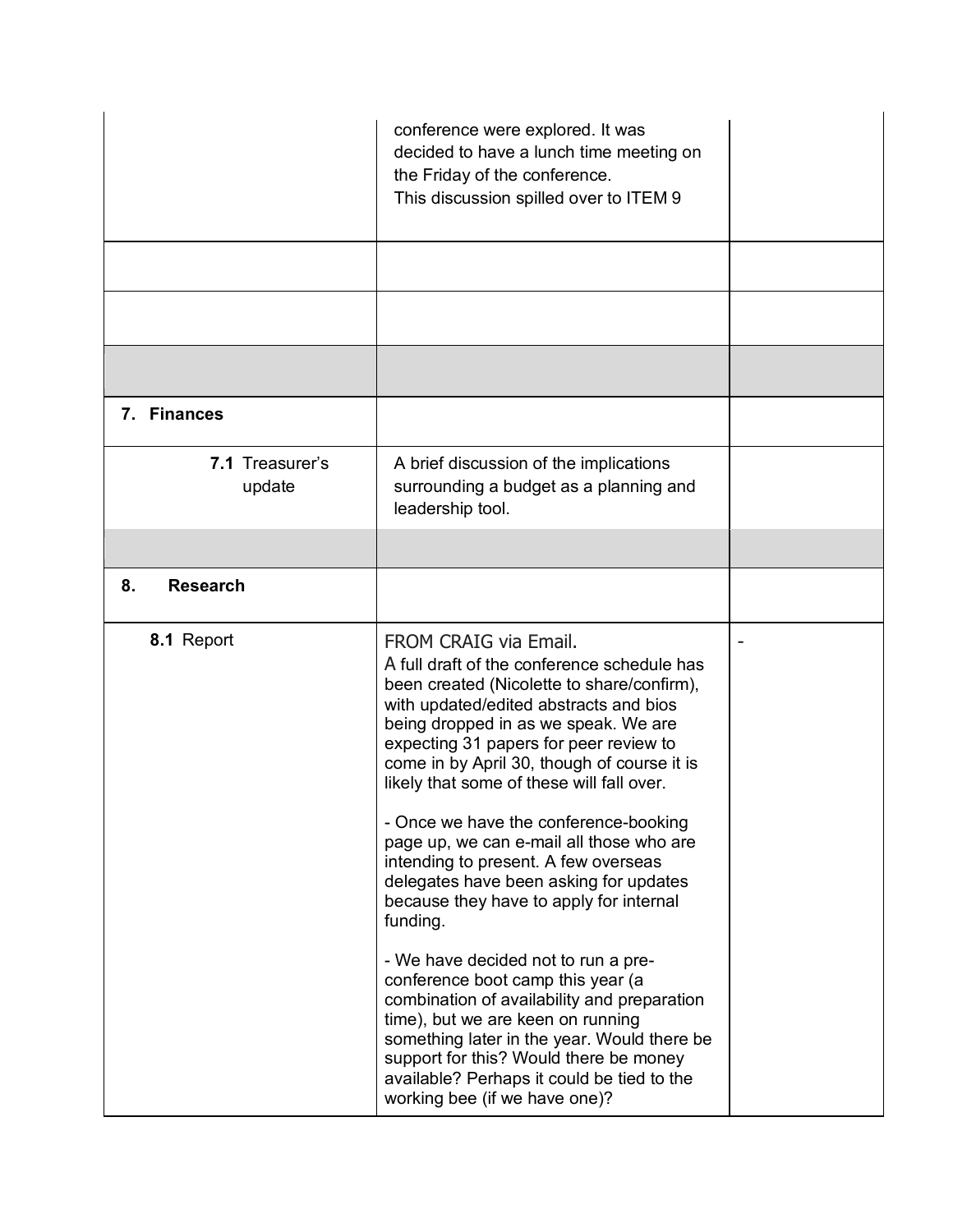| | | |
|---|---|---|
| | conference were explored. It was decided to have a lunch time meeting on the Friday of the conference.<br>This discussion spilled over to ITEM 9 | |
| | | |
| | | |
| | | |
| **7. Finances** | | |
| **7.1** Treasurer's update | A brief discussion of the implications surrounding a budget as a planning and leadership tool. | |
| | | |
| **8. Research** | | |
| **8.1** Report | FROM CRAIG via Email.<br>A full draft of the conference schedule has been created (Nicolette to share/confirm), with updated/edited abstracts and bios being dropped in as we speak. We are expecting 31 papers for peer review to come in by April 30, though of course it is likely that some of these will fall over.<br><br>- Once we have the conference-booking page up, we can e-mail all those who are intending to present. A few overseas delegates have been asking for updates because they have to apply for internal funding.<br><br>- We have decided not to run a pre-conference boot camp this year (a combination of availability and preparation time), but we are keen on running something later in the year. Would there be support for this? Would there be money available? Perhaps it could be tied to the working bee (if we have one)? | - |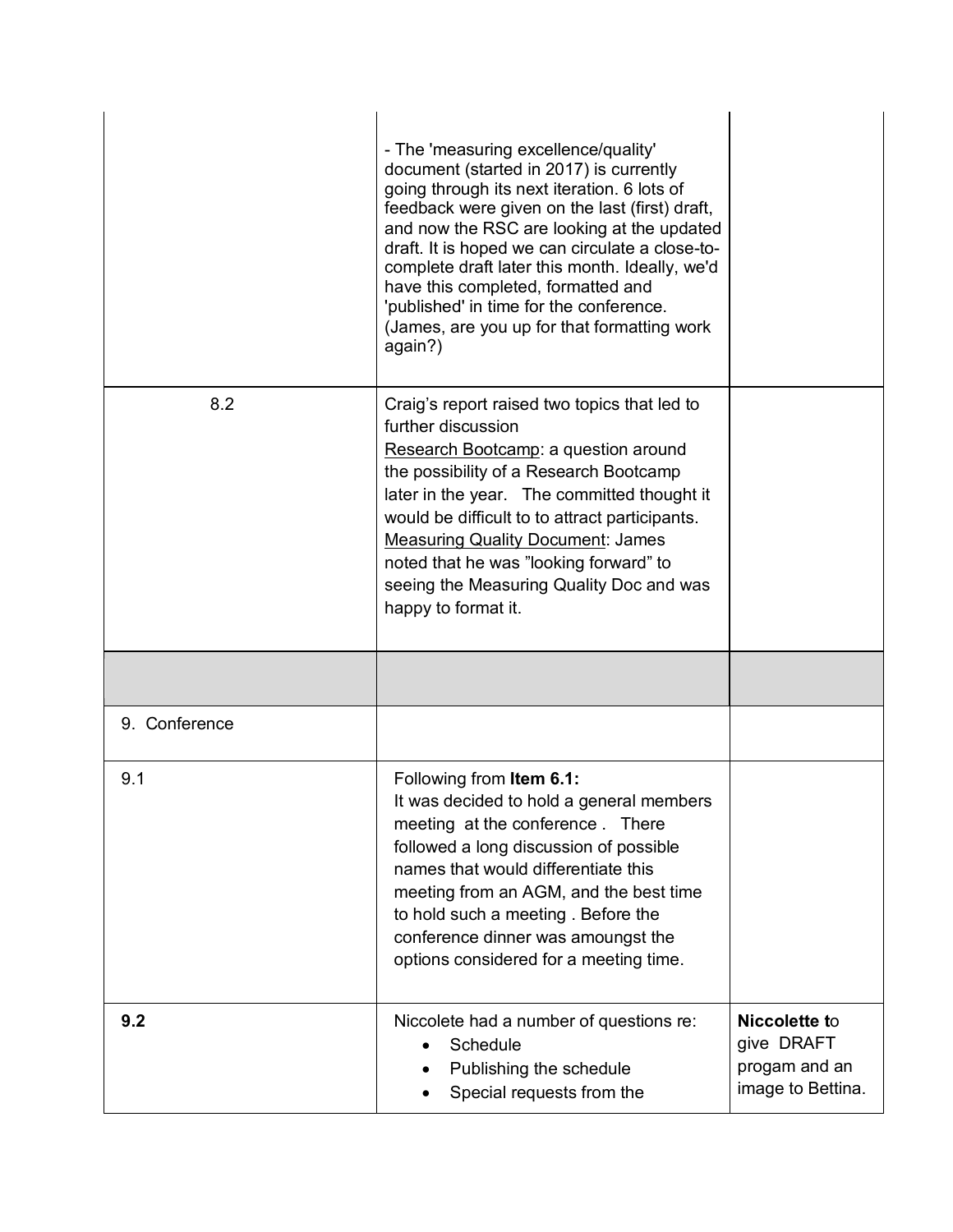| | | |
|---|---|---|
| | - The 'measuring excellence/quality' document (started in 2017) is currently going through its next iteration. 6 lots of feedback were given on the last (first) draft, and now the RSC are looking at the updated draft. It is hoped we can circulate a close-to-complete draft later this month. Ideally, we'd have this completed, formatted and 'published' in time for the conference. (James, are you up for that formatting work again?) | |
| 8.2 | Craig's report raised two topics that led to further discussion<br>Research Bootcamp: a question around the possibility of a Research Bootcamp later in the year. The committed thought it would be difficult to to attract participants.<br>Measuring Quality Document: James noted that he was "looking forward" to seeing the Measuring Quality Doc and was happy to format it. | |
| | | |
| 9. Conference | | |
| 9.1 | Following from **Item 6.1:**<br>It was decided to hold a general members meeting at the conference . There followed a long discussion of possible names that would differentiate this meeting from an AGM, and the best time to hold such a meeting . Before the conference dinner was amoungst the options considered for a meeting time. | |
| **9.2** | Niccolete had a number of questions re:<br>• Schedule<br>• Publishing the schedule<br>• Special requests from the | **Niccolette t**o give DRAFT progam and an image to Bettina. |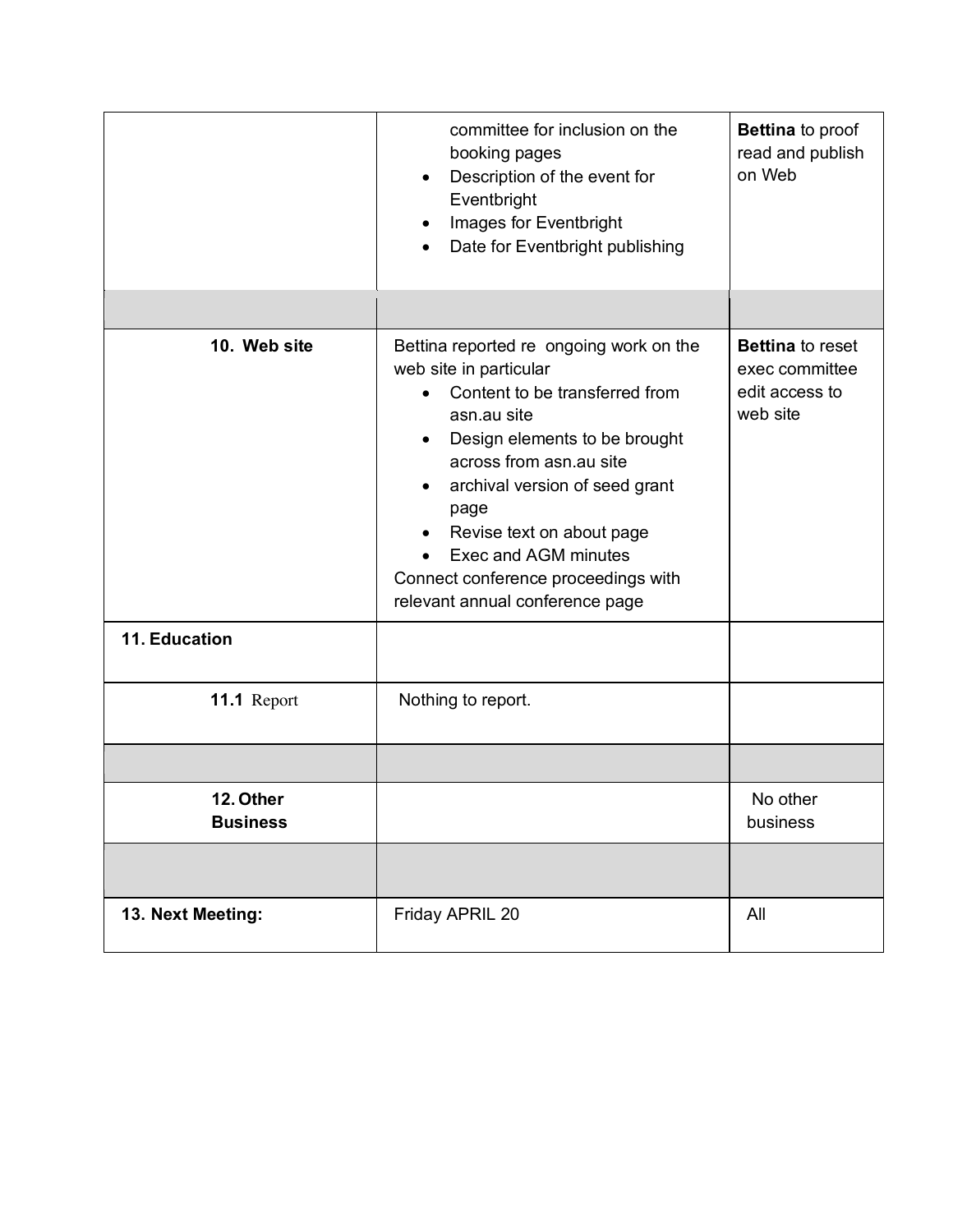| | | |
|---|---|---|
| | committee for inclusion on the booking pages<br>• Description of the event for Eventbright<br>• Images for Eventbright<br>• Date for Eventbright publishing | **Bettina** to proof read and publish on Web |
| | | |
| **10. Web site** | Bettina reported re ongoing work on the web site in particular<br>• Content to be transferred from asn.au site<br>• Design elements to be brought across from asn.au site<br>• archival version of seed grant page<br>• Revise text on about page<br>• Exec and AGM minutes<br>Connect conference proceedings with relevant annual conference page | **Bettina** to reset exec committee edit access to web site |
| **11. Education** | | |
| **11.1** Report | Nothing to report. | |
| | | |
| **12. Other Business** | | No other business |
| | | |
| **13. Next Meeting:** | Friday APRIL 20 | All |